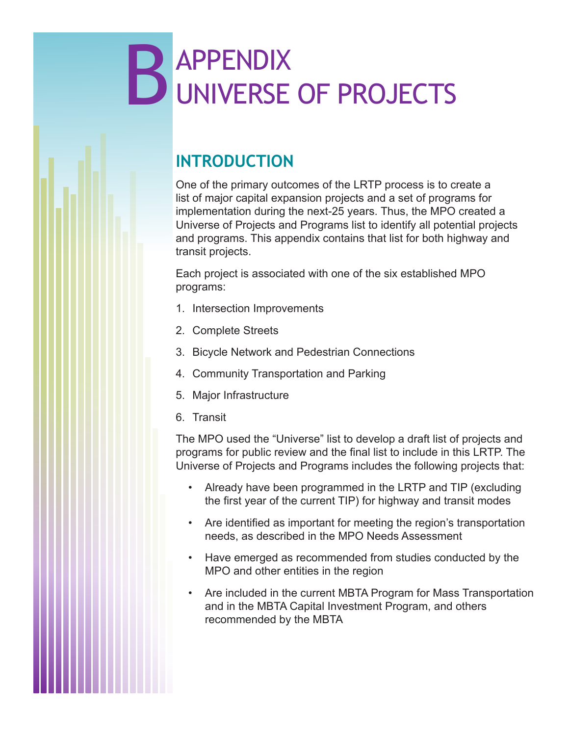# B APPENDIX UNIVERSE OF PROJECTS

## INTRODUCTION

One of the primary outcomes of the LRTP process is to create a list of major capital expansion projects and a set of programs for implementation during the next-25 years. Thus, the MPO created a Universe of Projects and Programs list to identify all potential projects and programs. This appendix contains that list for both highway and transit projects.

Each project is associated with one of the six established MPO programs:

1. Intersection Improvements
2. Complete Streets
3. Bicycle Network and Pedestrian Connections
4. Community Transportation and Parking
5. Major Infrastructure
6. Transit

The MPO used the "Universe" list to develop a draft list of projects and programs for public review and the final list to include in this LRTP. The Universe of Projects and Programs includes the following projects that:

- Already have been programmed in the LRTP and TIP (excluding the first year of the current TIP) for highway and transit modes
- Are identified as important for meeting the region's transportation needs, as described in the MPO Needs Assessment
- Have emerged as recommended from studies conducted by the MPO and other entities in the region
- Are included in the current MBTA Program for Mass Transportation and in the MBTA Capital Investment Program, and others recommended by the MBTA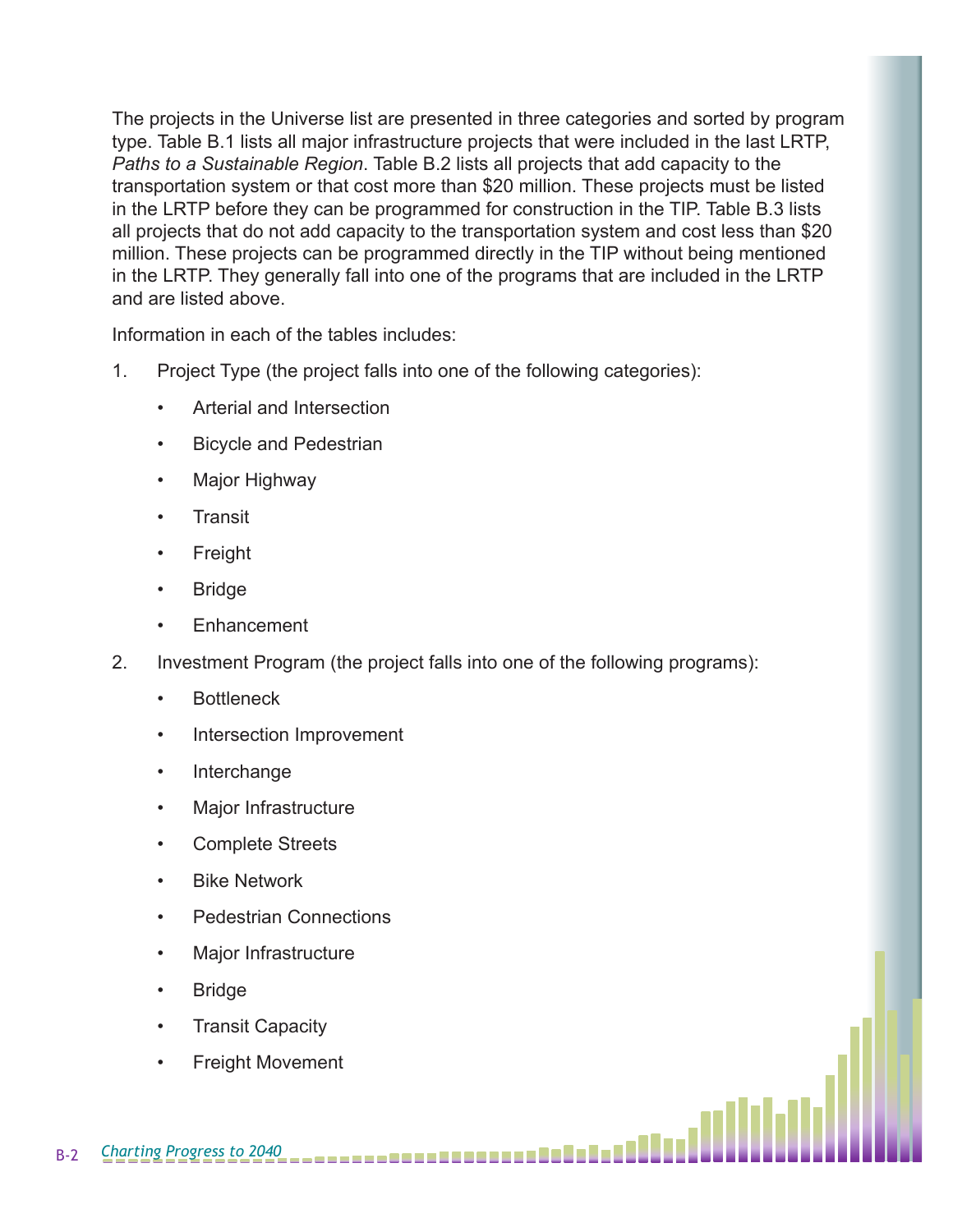The projects in the Universe list are presented in three categories and sorted by program type. Table B.1 lists all major infrastructure projects that were included in the last LRTP, *Paths to a Sustainable Region*. Table B.2 lists all projects that add capacity to the transportation system or that cost more than $20 million. These projects must be listed in the LRTP before they can be programmed for construction in the TIP. Table B.3 lists all projects that do not add capacity to the transportation system and cost less than $20 million. These projects can be programmed directly in the TIP without being mentioned in the LRTP. They generally fall into one of the programs that are included in the LRTP and are listed above.

Information in each of the tables includes:

1. Project Type (the project falls into one of the following categories):
   - Arterial and Intersection
   - Bicycle and Pedestrian
   - Major Highway
   - Transit
   - Freight
   - Bridge
   - Enhancement
2. Investment Program (the project falls into one of the following programs):
   - Bottleneck
   - Intersection Improvement
   - Interchange
   - Major Infrastructure
   - Complete Streets
   - Bike Network
   - Pedestrian Connections
   - Major Infrastructure
   - Bridge
   - Transit Capacity
   - Freight Movement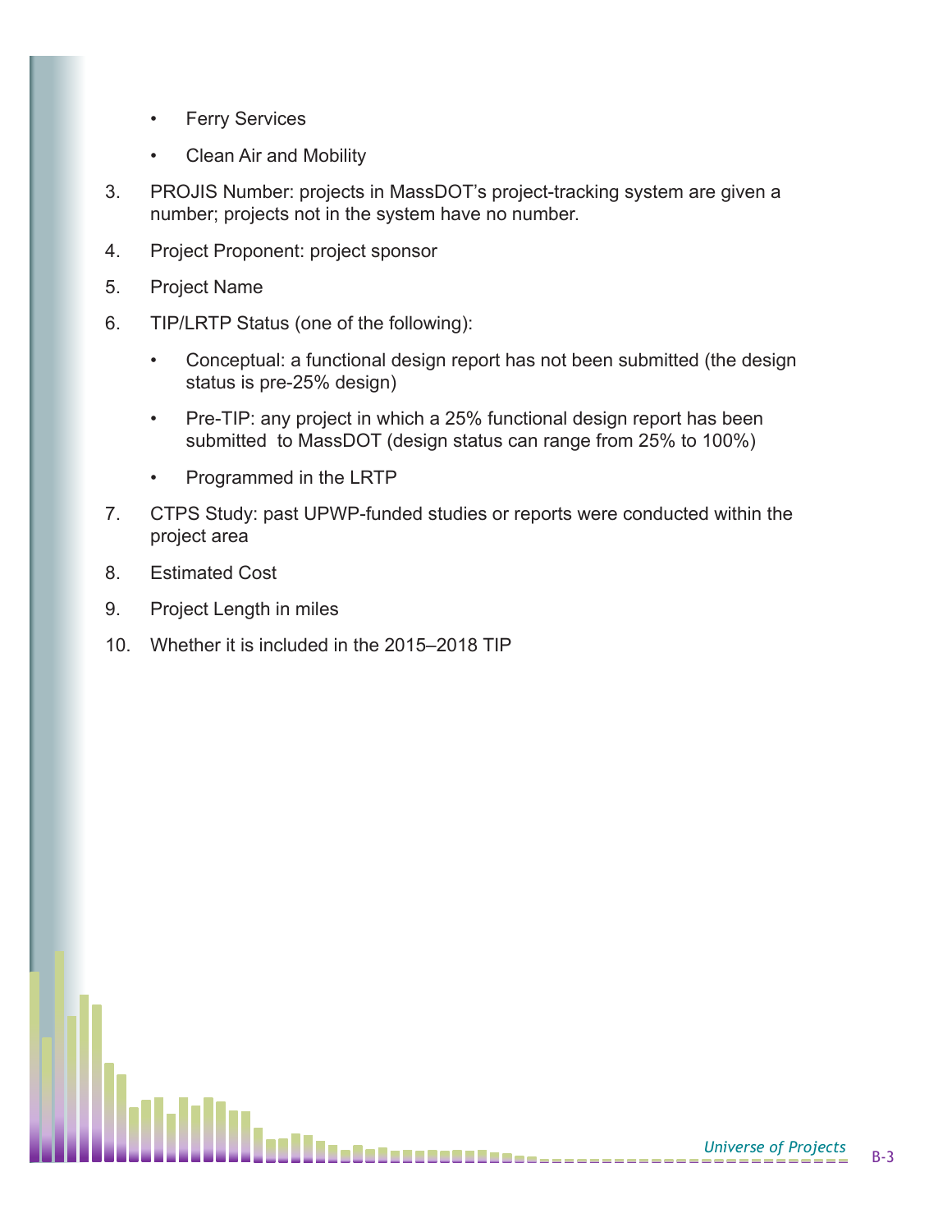- Ferry Services
- Clean Air and Mobility

3. PROJIS Number: projects in MassDOT's project-tracking system are given a number; projects not in the system have no number.
4. Project Proponent: project sponsor
5. Project Name
6. TIP/LRTP Status (one of the following):
    - Conceptual: a functional design report has not been submitted (the design status is pre-25% design)
    - Pre-TIP: any project in which a 25% functional design report has been submitted to MassDOT (design status can range from 25% to 100%)
    - Programmed in the LRTP
7. CTPS Study: past UPWP-funded studies or reports were conducted within the project area
8. Estimated Cost
9. Project Length in miles
10. Whether it is included in the 2015–2018 TIP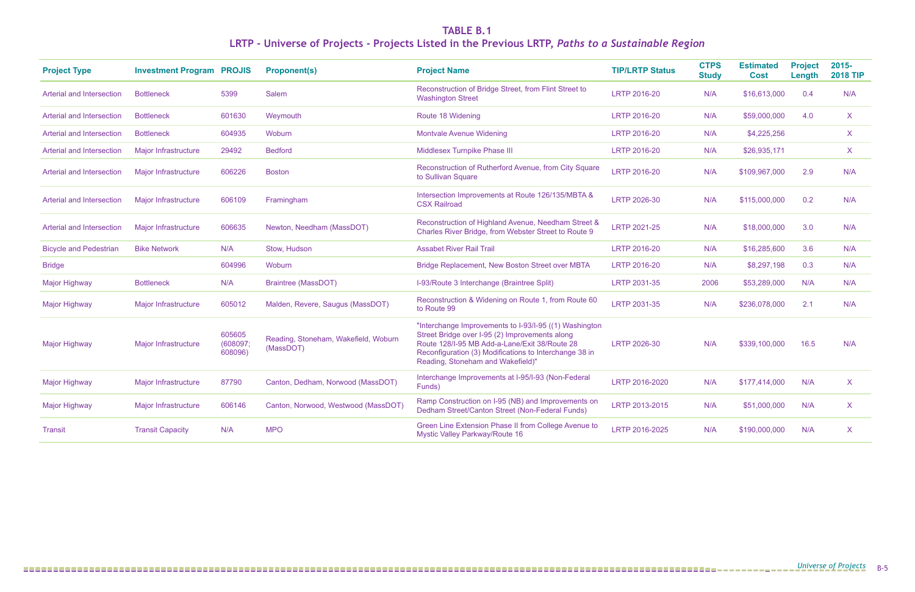# TABLE B.1

## LRTP - Universe of Projects - Projects Listed in the Previous LRTP, *Paths to a Sustainable Region*

| Project Type | Investment Program | PROJIS | Proponent(s) | Project Name | TIP/LRTP Status | CTPS Study | Estimated Cost | Project Length | 2015-2018 TIP |
|---|---|---|---|---|---|---|---|---|---|
| Arterial and Intersection | Bottleneck | 5399 | Salem | Reconstruction of Bridge Street, from Flint Street to Washington Street | LRTP 2016-20 | N/A | $16,613,000 | 0.4 | N/A |
| Arterial and Intersection | Bottleneck | 601630 | Weymouth | Route 18 Widening | LRTP 2016-20 | N/A | $59,000,000 | 4.0 | X |
| Arterial and Intersection | Bottleneck | 604935 | Woburn | Montvale Avenue Widening | LRTP 2016-20 | N/A | $4,225,256 | | X |
| Arterial and Intersection | Major Infrastructure | 29492 | Bedford | Middlesex Turnpike Phase III | LRTP 2016-20 | N/A | $26,935,171 | | X |
| Arterial and Intersection | Major Infrastructure | 606226 | Boston | Reconstruction of Rutherford Avenue, from City Square to Sullivan Square | LRTP 2016-20 | N/A | $109,967,000 | 2.9 | N/A |
| Arterial and Intersection | Major Infrastructure | 606109 | Framingham | Intersection Improvements at Route 126/135/MBTA & CSX Railroad | LRTP 2026-30 | N/A | $115,000,000 | 0.2 | N/A |
| Arterial and Intersection | Major Infrastructure | 606635 | Newton, Needham (MassDOT) | Reconstruction of Highland Avenue, Needham Street & Charles River Bridge, from Webster Street to Route 9 | LRTP 2021-25 | N/A | $18,000,000 | 3.0 | N/A |
| Bicycle and Pedestrian | Bike Network | N/A | Stow, Hudson | Assabet River Rail Trail | LRTP 2016-20 | N/A | $16,285,600 | 3.6 | N/A |
| Bridge | | 604996 | Woburn | Bridge Replacement, New Boston Street over MBTA | LRTP 2016-20 | N/A | $8,297,198 | 0.3 | N/A |
| Major Highway | Bottleneck | N/A | Braintree (MassDOT) | I-93/Route 3 Interchange (Braintree Split) | LRTP 2031-35 | 2006 | $53,289,000 | N/A | N/A |
| Major Highway | Major Infrastructure | 605012 | Malden, Revere, Saugus (MassDOT) | Reconstruction & Widening on Route 1, from Route 60 to Route 99 | LRTP 2031-35 | N/A | $236,078,000 | 2.1 | N/A |
| Major Highway | Major Infrastructure | 605605 (608097; 608096) | Reading, Stoneham, Wakefield, Woburn (MassDOT) | "Interchange Improvements to I-93/I-95 ((1) Washington Street Bridge over I-95 (2) Improvements along Route 128/I-95 MB Add-a-Lane/Exit 38/Route 28 Reconfiguration (3) Modifications to Interchange 38 in Reading, Stoneham and Wakefield)" | LRTP 2026-30 | N/A | $339,100,000 | 16.5 | N/A |
| Major Highway | Major Infrastructure | 87790 | Canton, Dedham, Norwood (MassDOT) | Interchange Improvements at I-95/I-93 (Non-Federal Funds) | LRTP 2016-2020 | N/A | $177,414,000 | N/A | X |
| Major Highway | Major Infrastructure | 606146 | Canton, Norwood, Westwood (MassDOT) | Ramp Construction on I-95 (NB) and Improvements on Dedham Street/Canton Street (Non-Federal Funds) | LRTP 2013-2015 | N/A | $51,000,000 | N/A | X |
| Transit | Transit Capacity | N/A | MPO | Green Line Extension Phase II from College Avenue to Mystic Valley Parkway/Route 16 | LRTP 2016-2025 | N/A | $190,000,000 | N/A | X |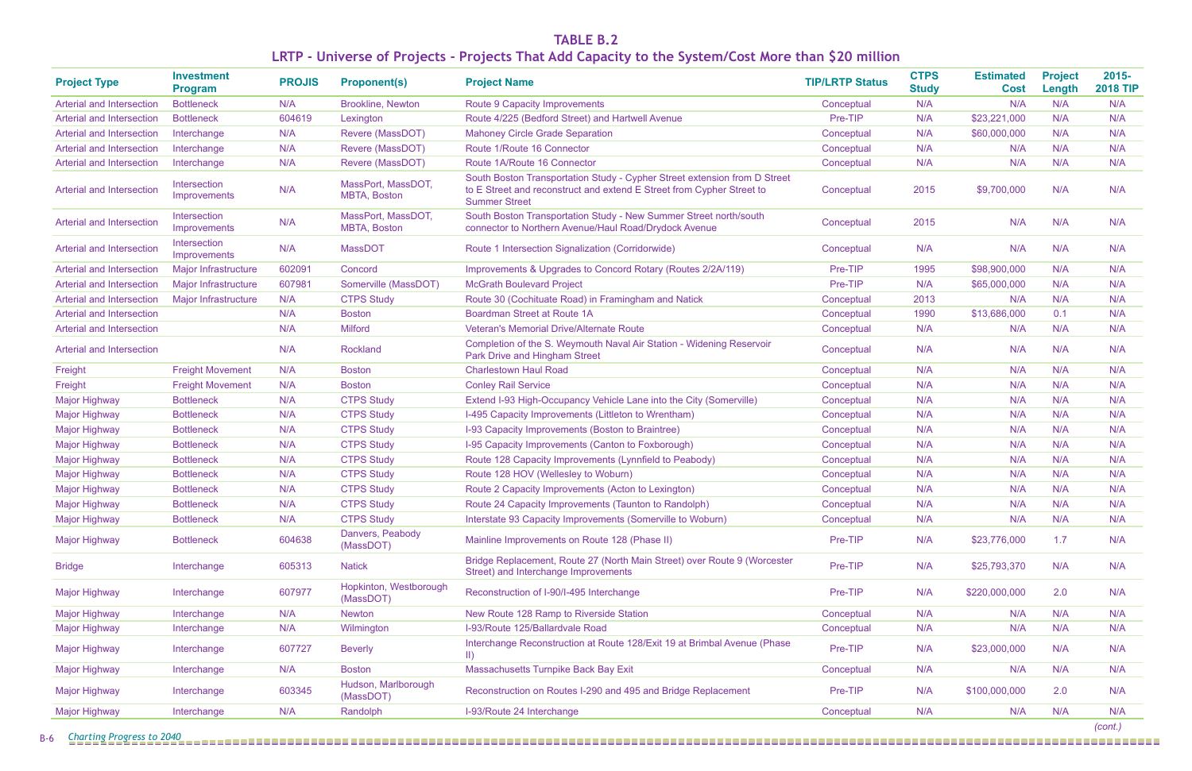**TABLE B.2**

**LRTP - Universe of Projects - Projects That Add Capacity to the System/Cost More than $20 million**

| Project Type | Investment Program | PROJIS | Proponent(s) | Project Name | TIP/LRTP Status | CTPS Study | Estimated Cost | Project Length | 2015-2018 TIP |
|---|---|---|---|---|---|---|---|---|---|
| Arterial and Intersection | Bottleneck | N/A | Brookline, Newton | Route 9 Capacity Improvements | Conceptual | N/A | N/A | N/A | N/A |
| Arterial and Intersection | Bottleneck | 604619 | Lexington | Route 4/225 (Bedford Street) and Hartwell Avenue | Pre-TIP | N/A | $23,221,000 | N/A | N/A |
| Arterial and Intersection | Interchange | N/A | Revere (MassDOT) | Mahoney Circle Grade Separation | Conceptual | N/A | $60,000,000 | N/A | N/A |
| Arterial and Intersection | Interchange | N/A | Revere (MassDOT) | Route 1/Route 16 Connector | Conceptual | N/A | N/A | N/A | N/A |
| Arterial and Intersection | Interchange | N/A | Revere (MassDOT) | Route 1A/Route 16 Connector | Conceptual | N/A | N/A | N/A | N/A |
| Arterial and Intersection | Intersection Improvements | N/A | MassPort, MassDOT, MBTA, Boston | South Boston Transportation Study - Cypher Street extension from D Street to E Street and reconstruct and extend E Street from Cypher Street to Summer Street | Conceptual | 2015 | $9,700,000 | N/A | N/A |
| Arterial and Intersection | Intersection Improvements | N/A | MassPort, MassDOT, MBTA, Boston | South Boston Transportation Study - New Summer Street north/south connector to Northern Avenue/Haul Road/Drydock Avenue | Conceptual | 2015 | N/A | N/A | N/A |
| Arterial and Intersection | Intersection Improvements | N/A | MassDOT | Route 1 Intersection Signalization (Corridorwide) | Conceptual | N/A | N/A | N/A | N/A |
| Arterial and Intersection | Major Infrastructure | 602091 | Concord | Improvements & Upgrades to Concord Rotary (Routes 2/2A/119) | Pre-TIP | 1995 | $98,900,000 | N/A | N/A |
| Arterial and Intersection | Major Infrastructure | 607981 | Somerville (MassDOT) | McGrath Boulevard Project | Pre-TIP | N/A | $65,000,000 | N/A | N/A |
| Arterial and Intersection | Major Infrastructure | N/A | CTPS Study | Route 30 (Cochituate Road) in Framingham and Natick | Conceptual | 2013 | N/A | N/A | N/A |
| Arterial and Intersection | | N/A | Boston | Boardman Street at Route 1A | Conceptual | 1990 | $13,686,000 | 0.1 | N/A |
| Arterial and Intersection | | N/A | Milford | Veteran's Memorial Drive/Alternate Route | Conceptual | N/A | N/A | N/A | N/A |
| Arterial and Intersection | | N/A | Rockland | Completion of the S. Weymouth Naval Air Station - Widening Reservoir Park Drive and Hingham Street | Conceptual | N/A | N/A | N/A | N/A |
| Freight | Freight Movement | N/A | Boston | Charlestown Haul Road | Conceptual | N/A | N/A | N/A | N/A |
| Freight | Freight Movement | N/A | Boston | Conley Rail Service | Conceptual | N/A | N/A | N/A | N/A |
| Major Highway | Bottleneck | N/A | CTPS Study | Extend I-93 High-Occupancy Vehicle Lane into the City (Somerville) | Conceptual | N/A | N/A | N/A | N/A |
| Major Highway | Bottleneck | N/A | CTPS Study | I-495 Capacity Improvements (Littleton to Wrentham) | Conceptual | N/A | N/A | N/A | N/A |
| Major Highway | Bottleneck | N/A | CTPS Study | I-93 Capacity Improvements (Boston to Braintree) | Conceptual | N/A | N/A | N/A | N/A |
| Major Highway | Bottleneck | N/A | CTPS Study | I-95 Capacity Improvements (Canton to Foxborough) | Conceptual | N/A | N/A | N/A | N/A |
| Major Highway | Bottleneck | N/A | CTPS Study | Route 128 Capacity Improvements (Lynnfield to Peabody) | Conceptual | N/A | N/A | N/A | N/A |
| Major Highway | Bottleneck | N/A | CTPS Study | Route 128 HOV (Wellesley to Woburn) | Conceptual | N/A | N/A | N/A | N/A |
| Major Highway | Bottleneck | N/A | CTPS Study | Route 2 Capacity Improvements (Acton to Lexington) | Conceptual | N/A | N/A | N/A | N/A |
| Major Highway | Bottleneck | N/A | CTPS Study | Route 24 Capacity Improvements (Taunton to Randolph) | Conceptual | N/A | N/A | N/A | N/A |
| Major Highway | Bottleneck | N/A | CTPS Study | Interstate 93 Capacity Improvements (Somerville to Woburn) | Conceptual | N/A | N/A | N/A | N/A |
| Major Highway | Bottleneck | 604638 | Danvers, Peabody (MassDOT) | Mainline Improvements on Route 128 (Phase II) | Pre-TIP | N/A | $23,776,000 | 1.7 | N/A |
| Bridge | Interchange | 605313 | Natick | Bridge Replacement, Route 27 (North Main Street) over Route 9 (Worcester Street) and Interchange Improvements | Pre-TIP | N/A | $25,793,370 | N/A | N/A |
| Major Highway | Interchange | 607977 | Hopkinton, Westborough (MassDOT) | Reconstruction of I-90/I-495 Interchange | Pre-TIP | N/A | $220,000,000 | 2.0 | N/A |
| Major Highway | Interchange | N/A | Newton | New Route 128 Ramp to Riverside Station | Conceptual | N/A | N/A | N/A | N/A |
| Major Highway | Interchange | N/A | Wilmington | I-93/Route 125/Ballardvale Road | Conceptual | N/A | N/A | N/A | N/A |
| Major Highway | Interchange | 607727 | Beverly | Interchange Reconstruction at Route 128/Exit 19 at Brimbal Avenue (Phase II) | Pre-TIP | N/A | $23,000,000 | N/A | N/A |
| Major Highway | Interchange | N/A | Boston | Massachusetts Turnpike Back Bay Exit | Conceptual | N/A | N/A | N/A | N/A |
| Major Highway | Interchange | 603345 | Hudson, Marlborough (MassDOT) | Reconstruction on Routes I-290 and 495 and Bridge Replacement | Pre-TIP | N/A | $100,000,000 | 2.0 | N/A |
| Major Highway | Interchange | N/A | Randolph | I-93/Route 24 Interchange | Conceptual | N/A | N/A | N/A | N/A |

*(cont.)*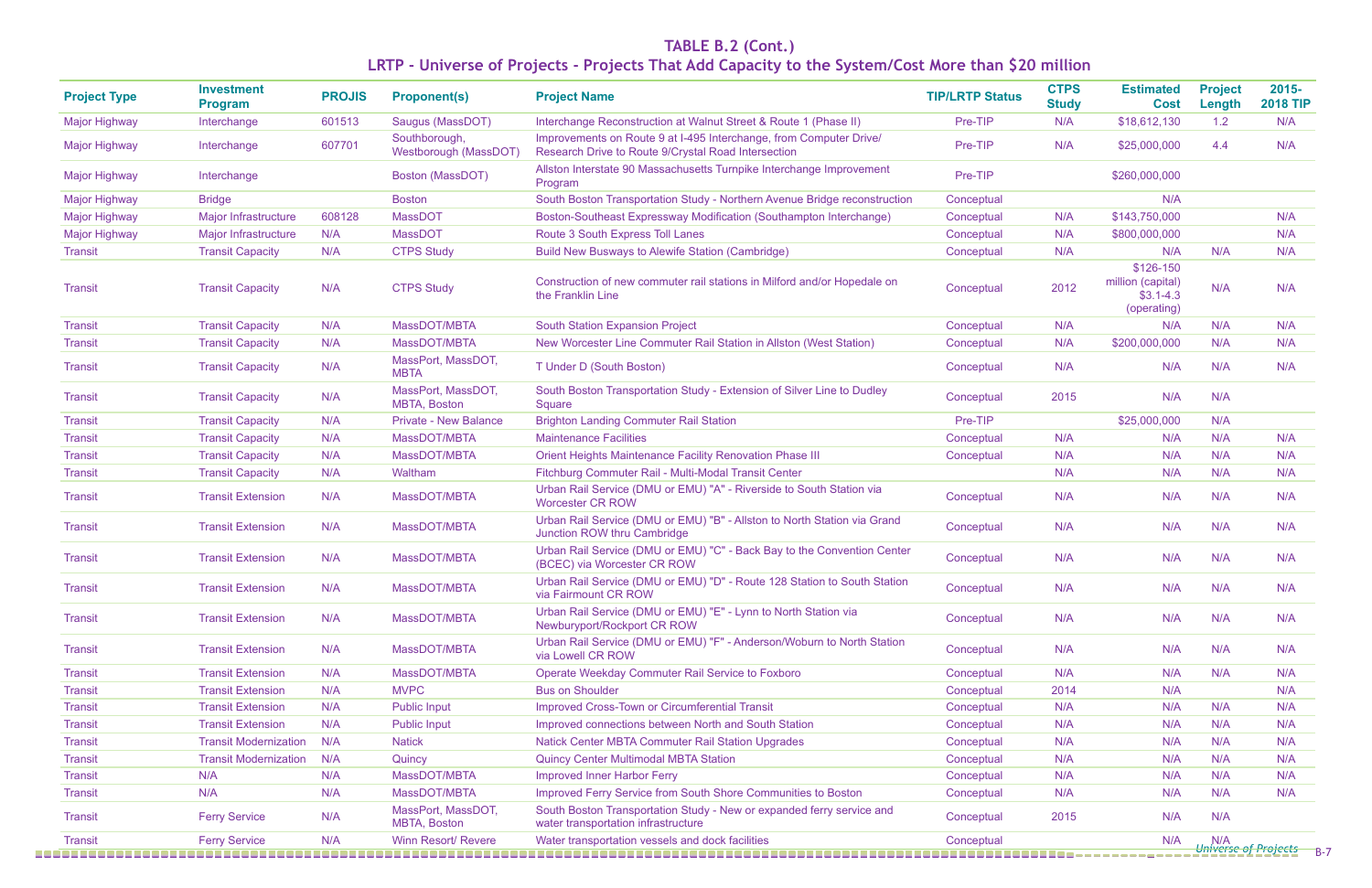## TABLE B.2 (Cont.)

## LRTP - Universe of Projects - Projects That Add Capacity to the System/Cost More than $20 million

| Project Type | Investment Program | PROJIS | Proponent(s) | Project Name | TIP/LRTP Status | CTPS Study | Estimated Cost | Project Length | 2015-2018 TIP |
|---|---|---|---|---|---|---|---|---|---|
| Major Highway | Interchange | 601513 | Saugus (MassDOT) | Interchange Reconstruction at Walnut Street & Route 1 (Phase II) | Pre-TIP | N/A | $18,612,130 | 1.2 | N/A |
| Major Highway | Interchange | 607701 | Southborough, Westborough (MassDOT) | Improvements on Route 9 at I-495 Interchange, from Computer Drive/ Research Drive to Route 9/Crystal Road Intersection | Pre-TIP | N/A | $25,000,000 | 4.4 | N/A |
| Major Highway | Interchange | | Boston (MassDOT) | Allston Interstate 90 Massachusetts Turnpike Interchange Improvement Program | Pre-TIP | | $260,000,000 | | |
| Major Highway | Bridge | | Boston | South Boston Transportation Study - Northern Avenue Bridge reconstruction | Conceptual | | N/A | | |
| Major Highway | Major Infrastructure | 608128 | MassDOT | Boston-Southeast Expressway Modification (Southampton Interchange) | Conceptual | N/A | $143,750,000 | | N/A |
| Major Highway | Major Infrastructure | N/A | MassDOT | Route 3 South Express Toll Lanes | Conceptual | N/A | $800,000,000 | | N/A |
| Transit | Transit Capacity | N/A | CTPS Study | Build New Busways to Alewife Station (Cambridge) | Conceptual | N/A | N/A | N/A | N/A |
| Transit | Transit Capacity | N/A | CTPS Study | Construction of new commuter rail stations in Milford and/or Hopedale on the Franklin Line | Conceptual | 2012 | $126-150 million (capital) $3.1-4.3 (operating) | N/A | N/A |
| Transit | Transit Capacity | N/A | MassDOT/MBTA | South Station Expansion Project | Conceptual | N/A | N/A | N/A | N/A |
| Transit | Transit Capacity | N/A | MassDOT/MBTA | New Worcester Line Commuter Rail Station in Allston (West Station) | Conceptual | N/A | $200,000,000 | N/A | N/A |
| Transit | Transit Capacity | N/A | MassPort, MassDOT, MBTA | T Under D (South Boston) | Conceptual | N/A | N/A | N/A | N/A |
| Transit | Transit Capacity | N/A | MassPort, MassDOT, MBTA, Boston | South Boston Transportation Study - Extension of Silver Line to Dudley Square | Conceptual | 2015 | N/A | N/A | |
| Transit | Transit Capacity | N/A | Private - New Balance | Brighton Landing Commuter Rail Station | Pre-TIP | | $25,000,000 | N/A | |
| Transit | Transit Capacity | N/A | MassDOT/MBTA | Maintenance Facilities | Conceptual | N/A | N/A | N/A | N/A |
| Transit | Transit Capacity | N/A | MassDOT/MBTA | Orient Heights Maintenance Facility Renovation Phase III | Conceptual | N/A | N/A | N/A | N/A |
| Transit | Transit Capacity | N/A | Waltham | Fitchburg Commuter Rail - Multi-Modal Transit Center | | N/A | N/A | N/A | N/A |
| Transit | Transit Extension | N/A | MassDOT/MBTA | Urban Rail Service (DMU or EMU) "A" - Riverside to South Station via Worcester CR ROW | Conceptual | N/A | N/A | N/A | N/A |
| Transit | Transit Extension | N/A | MassDOT/MBTA | Urban Rail Service (DMU or EMU) "B" - Allston to North Station via Grand Junction ROW thru Cambridge | Conceptual | N/A | N/A | N/A | N/A |
| Transit | Transit Extension | N/A | MassDOT/MBTA | Urban Rail Service (DMU or EMU) "C" - Back Bay to the Convention Center (BCEC) via Worcester CR ROW | Conceptual | N/A | N/A | N/A | N/A |
| Transit | Transit Extension | N/A | MassDOT/MBTA | Urban Rail Service (DMU or EMU) "D" - Route 128 Station to South Station via Fairmount CR ROW | Conceptual | N/A | N/A | N/A | N/A |
| Transit | Transit Extension | N/A | MassDOT/MBTA | Urban Rail Service (DMU or EMU) "E" - Lynn to North Station via Newburyport/Rockport CR ROW | Conceptual | N/A | N/A | N/A | N/A |
| Transit | Transit Extension | N/A | MassDOT/MBTA | Urban Rail Service (DMU or EMU) "F" - Anderson/Woburn to North Station via Lowell CR ROW | Conceptual | N/A | N/A | N/A | N/A |
| Transit | Transit Extension | N/A | MassDOT/MBTA | Operate Weekday Commuter Rail Service to Foxboro | Conceptual | N/A | N/A | N/A | N/A |
| Transit | Transit Extension | N/A | MVPC | Bus on Shoulder | Conceptual | 2014 | N/A | | N/A |
| Transit | Transit Extension | N/A | Public Input | Improved Cross-Town or Circumferential Transit | Conceptual | N/A | N/A | N/A | N/A |
| Transit | Transit Extension | N/A | Public Input | Improved connections between North and South Station | Conceptual | N/A | N/A | N/A | N/A |
| Transit | Transit Modernization | N/A | Natick | Natick Center MBTA Commuter Rail Station Upgrades | Conceptual | N/A | N/A | N/A | N/A |
| Transit | Transit Modernization | N/A | Quincy | Quincy Center Multimodal MBTA Station | Conceptual | N/A | N/A | N/A | N/A |
| Transit | N/A | N/A | MassDOT/MBTA | Improved Inner Harbor Ferry | Conceptual | N/A | N/A | N/A | N/A |
| Transit | N/A | N/A | MassDOT/MBTA | Improved Ferry Service from South Shore Communities to Boston | Conceptual | N/A | N/A | N/A | N/A |
| Transit | Ferry Service | N/A | MassPort, MassDOT, MBTA, Boston | South Boston Transportation Study - New or expanded ferry service and water transportation infrastructure | Conceptual | 2015 | N/A | N/A | |
| Transit | Ferry Service | N/A | Winn Resort/ Revere | Water transportation vessels and dock facilities | Conceptual | | N/A | N/A | |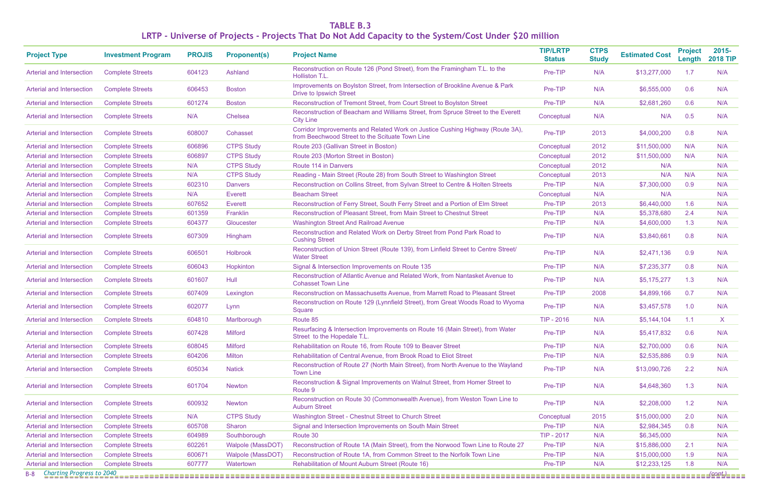# TABLE B.3

## LRTP - Universe of Projects - Projects That Do Not Add Capacity to the System/Cost Under $20 million

| Project Type | Investment Program | PROJIS | Proponent(s) | Project Name | TIP/LRTP Status | CTPS Study | Estimated Cost | Project Length | 2015-2018 TIP |
|---|---|---|---|---|---|---|---|---|---|
| Arterial and Intersection | Complete Streets | 604123 | Ashland | Reconstruction on Route 126 (Pond Street), from the Framingham T.L. to the Holliston T.L. | Pre-TIP | N/A | $13,277,000 | 1.7 | N/A |
| Arterial and Intersection | Complete Streets | 606453 | Boston | Improvements on Boylston Street, from Intersection of Brookline Avenue & Park Drive to Ipswich Street | Pre-TIP | N/A | $6,555,000 | 0.6 | N/A |
| Arterial and Intersection | Complete Streets | 601274 | Boston | Reconstruction of Tremont Street, from Court Street to Boylston Street | Pre-TIP | N/A | $2,681,260 | 0.6 | N/A |
| Arterial and Intersection | Complete Streets | N/A | Chelsea | Reconstruction of Beacham and Williams Street, from Spruce Street to the Everett City Line | Conceptual | N/A | N/A | 0.5 | N/A |
| Arterial and Intersection | Complete Streets | 608007 | Cohasset | Corridor Improvements and Related Work on Justice Cushing Highway (Route 3A), from Beechwood Street to the Scituate Town Line | Pre-TIP | 2013 | $4,000,200 | 0.8 | N/A |
| Arterial and Intersection | Complete Streets | 606896 | CTPS Study | Route 203 (Gallivan Street in Boston) | Conceptual | 2012 | $11,500,000 | N/A | N/A |
| Arterial and Intersection | Complete Streets | 606897 | CTPS Study | Route 203 (Morton Street in Boston) | Conceptual | 2012 | $11,500,000 | N/A | N/A |
| Arterial and Intersection | Complete Streets | N/A | CTPS Study | Route 114 in Danvers | Conceptual | 2012 | N/A | | N/A |
| Arterial and Intersection | Complete Streets | N/A | CTPS Study | Reading - Main Street (Route 28) from South Street to Washington Street | Conceptual | 2013 | N/A | N/A | N/A |
| Arterial and Intersection | Complete Streets | 602310 | Danvers | Reconstruction on Collins Street, from Sylvan Street to Centre & Holten Streets | Pre-TIP | N/A | $7,300,000 | 0.9 | N/A |
| Arterial and Intersection | Complete Streets | N/A | Everett | Beacham Street | Conceptual | N/A | N/A | | N/A |
| Arterial and Intersection | Complete Streets | 607652 | Everett | Reconstruction of Ferry Street, South Ferry Street and a Portion of Elm Street | Pre-TIP | 2013 | $6,440,000 | 1.6 | N/A |
| Arterial and Intersection | Complete Streets | 601359 | Franklin | Reconstruction of Pleasant Street, from Main Street to Chestnut Street | Pre-TIP | N/A | $5,378,680 | 2.4 | N/A |
| Arterial and Intersection | Complete Streets | 604377 | Gloucester | Washington Street And Railroad Avenue | Pre-TIP | N/A | $4,600,000 | 1.3 | N/A |
| Arterial and Intersection | Complete Streets | 607309 | Hingham | Reconstruction and Related Work on Derby Street from Pond Park Road to Cushing Street | Pre-TIP | N/A | $3,840,661 | 0.8 | N/A |
| Arterial and Intersection | Complete Streets | 606501 | Holbrook | Reconstruction of Union Street (Route 139), from Linfield Street to Centre Street/ Water Street | Pre-TIP | N/A | $2,471,136 | 0.9 | N/A |
| Arterial and Intersection | Complete Streets | 606043 | Hopkinton | Signal & Intersection Improvements on Route 135 | Pre-TIP | N/A | $7,235,377 | 0.8 | N/A |
| Arterial and Intersection | Complete Streets | 601607 | Hull | Reconstruction of Atlantic Avenue and Related Work, from Nantasket Avenue to Cohasset Town Line | Pre-TIP | N/A | $5,175,277 | 1.3 | N/A |
| Arterial and Intersection | Complete Streets | 607409 | Lexington | Reconstruction on Massachusetts Avenue, from Marrett Road to Pleasant Street | Pre-TIP | 2008 | $4,899,166 | 0.7 | N/A |
| Arterial and Intersection | Complete Streets | 602077 | Lynn | Reconstruction on Route 129 (Lynnfield Street), from Great Woods Road to Wyoma Square | Pre-TIP | N/A | $3,457,578 | 1.0 | N/A |
| Arterial and Intersection | Complete Streets | 604810 | Marlborough | Route 85 | TIP - 2016 | N/A | $5,144,104 | 1.1 | X |
| Arterial and Intersection | Complete Streets | 607428 | Milford | Resurfacing & Intersection Improvements on Route 16 (Main Street), from Water Street to the Hopedale T.L. | Pre-TIP | N/A | $5,417,832 | 0.6 | N/A |
| Arterial and Intersection | Complete Streets | 608045 | Milford | Rehabilitation on Route 16, from Route 109 to Beaver Street | Pre-TIP | N/A | $2,700,000 | 0.6 | N/A |
| Arterial and Intersection | Complete Streets | 604206 | Milton | Rehabilitation of Central Avenue, from Brook Road to Eliot Street | Pre-TIP | N/A | $2,535,886 | 0.9 | N/A |
| Arterial and Intersection | Complete Streets | 605034 | Natick | Reconstruction of Route 27 (North Main Street), from North Avenue to the Wayland Town Line | Pre-TIP | N/A | $13,090,726 | 2.2 | N/A |
| Arterial and Intersection | Complete Streets | 601704 | Newton | Reconstruction & Signal Improvements on Walnut Street, from Homer Street to Route 9 | Pre-TIP | N/A | $4,648,360 | 1.3 | N/A |
| Arterial and Intersection | Complete Streets | 600932 | Newton | Reconstruction on Route 30 (Commonwealth Avenue), from Weston Town Line to Auburn Street | Pre-TIP | N/A | $2,208,000 | 1.2 | N/A |
| Arterial and Intersection | Complete Streets | N/A | CTPS Study | Washington Street - Chestnut Street to Church Street | Conceptual | 2015 | $15,000,000 | 2.0 | N/A |
| Arterial and Intersection | Complete Streets | 605708 | Sharon | Signal and Intersection Improvements on South Main Street | Pre-TIP | N/A | $2,984,345 | 0.8 | N/A |
| Arterial and Intersection | Complete Streets | 604989 | Southborough | Route 30 | TIP - 2017 | N/A | $6,345,000 | | N/A |
| Arterial and Intersection | Complete Streets | 602261 | Walpole (MassDOT) | Reconstruction of Route 1A (Main Street), from the Norwood Town Line to Route 27 | Pre-TIP | N/A | $15,886,000 | 2.1 | N/A |
| Arterial and Intersection | Complete Streets | 600671 | Walpole (MassDOT) | Reconstruction of Route 1A, from Common Street to the Norfolk Town Line | Pre-TIP | N/A | $15,000,000 | 1.9 | N/A |
| Arterial and Intersection | Complete Streets | 607777 | Watertown | Rehabilitation of Mount Auburn Street (Route 16) | Pre-TIP | N/A | $12,233,125 | 1.8 | N/A |

(cont.)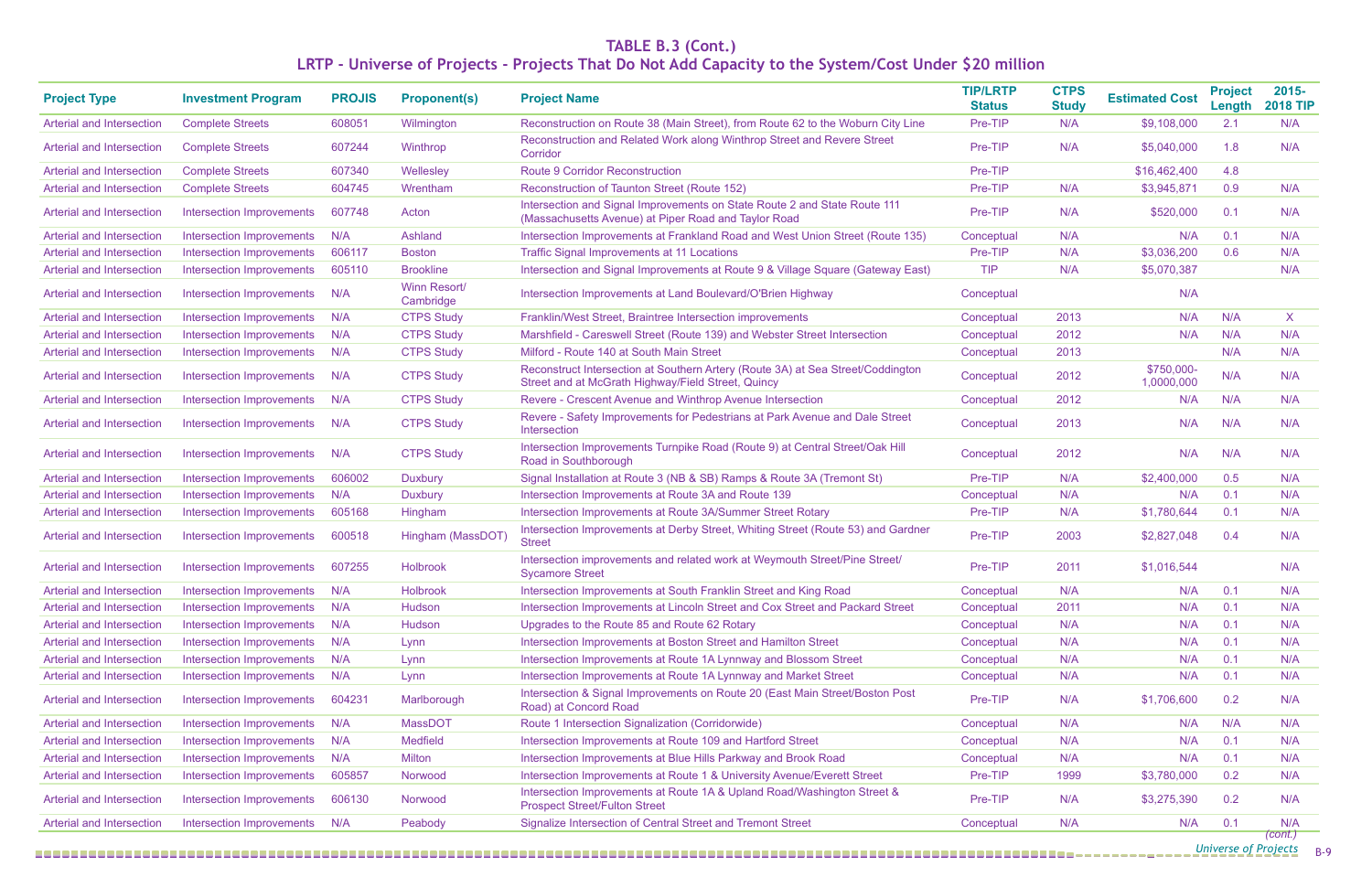# TABLE B.3 (Cont.)

## LRTP - Universe of Projects - Projects That Do Not Add Capacity to the System/Cost Under $20 million

| Project Type | Investment Program | PROJIS | Proponent(s) | Project Name | TIP/LRTP Status | CTPS Study | Estimated Cost | Project Length | 2015-2018 TIP |
|---|---|---|---|---|---|---|---|---|---|
| Arterial and Intersection | Complete Streets | 608051 | Wilmington | Reconstruction on Route 38 (Main Street), from Route 62 to the Woburn City Line | Pre-TIP | N/A | $9,108,000 | 2.1 | N/A |
| Arterial and Intersection | Complete Streets | 607244 | Winthrop | Reconstruction and Related Work along Winthrop Street and Revere Street Corridor | Pre-TIP | N/A | $5,040,000 | 1.8 | N/A |
| Arterial and Intersection | Complete Streets | 607340 | Wellesley | Route 9 Corridor Reconstruction | Pre-TIP | | $16,462,400 | 4.8 | |
| Arterial and Intersection | Complete Streets | 604745 | Wrentham | Reconstruction of Taunton Street (Route 152) | Pre-TIP | N/A | $3,945,871 | 0.9 | N/A |
| Arterial and Intersection | Intersection Improvements | 607748 | Acton | Intersection and Signal Improvements on State Route 2 and State Route 111 (Massachusetts Avenue) at Piper Road and Taylor Road | Pre-TIP | N/A | $520,000 | 0.1 | N/A |
| Arterial and Intersection | Intersection Improvements | N/A | Ashland | Intersection Improvements at Frankland Road and West Union Street (Route 135) | Conceptual | N/A | N/A | 0.1 | N/A |
| Arterial and Intersection | Intersection Improvements | 606117 | Boston | Traffic Signal Improvements at 11 Locations | Pre-TIP | N/A | $3,036,200 | 0.6 | N/A |
| Arterial and Intersection | Intersection Improvements | 605110 | Brookline | Intersection and Signal Improvements at Route 9 & Village Square (Gateway East) | TIP | N/A | $5,070,387 | | N/A |
| Arterial and Intersection | Intersection Improvements | N/A | Winn Resort/ Cambridge | Intersection Improvements at Land Boulevard/O'Brien Highway | Conceptual | | N/A | | |
| Arterial and Intersection | Intersection Improvements | N/A | CTPS Study | Franklin/West Street, Braintree Intersection improvements | Conceptual | 2013 | N/A | N/A | X |
| Arterial and Intersection | Intersection Improvements | N/A | CTPS Study | Marshfield - Careswell Street (Route 139) and Webster Street Intersection | Conceptual | 2012 | N/A | N/A | N/A |
| Arterial and Intersection | Intersection Improvements | N/A | CTPS Study | Milford - Route 140 at South Main Street | Conceptual | 2013 | | N/A | N/A |
| Arterial and Intersection | Intersection Improvements | N/A | CTPS Study | Reconstruct Intersection at Southern Artery (Route 3A) at Sea Street/Coddington Street and at McGrath Highway/Field Street, Quincy | Conceptual | 2012 | $750,000-1,0000,000 | N/A | N/A |
| Arterial and Intersection | Intersection Improvements | N/A | CTPS Study | Revere - Crescent Avenue and Winthrop Avenue Intersection | Conceptual | 2012 | N/A | N/A | N/A |
| Arterial and Intersection | Intersection Improvements | N/A | CTPS Study | Revere - Safety Improvements for Pedestrians at Park Avenue and Dale Street Intersection | Conceptual | 2013 | N/A | N/A | N/A |
| Arterial and Intersection | Intersection Improvements | N/A | CTPS Study | Intersection Improvements Turnpike Road (Route 9) at Central Street/Oak Hill Road in Southborough | Conceptual | 2012 | N/A | N/A | N/A |
| Arterial and Intersection | Intersection Improvements | 606002 | Duxbury | Signal Installation at Route 3 (NB & SB) Ramps & Route 3A (Tremont St) | Pre-TIP | N/A | $2,400,000 | 0.5 | N/A |
| Arterial and Intersection | Intersection Improvements | N/A | Duxbury | Intersection Improvements at Route 3A and Route 139 | Conceptual | N/A | N/A | 0.1 | N/A |
| Arterial and Intersection | Intersection Improvements | 605168 | Hingham | Intersection Improvements at Route 3A/Summer Street Rotary | Pre-TIP | N/A | $1,780,644 | 0.1 | N/A |
| Arterial and Intersection | Intersection Improvements | 600518 | Hingham (MassDOT) | Intersection Improvements at Derby Street, Whiting Street (Route 53) and Gardner Street | Pre-TIP | 2003 | $2,827,048 | 0.4 | N/A |
| Arterial and Intersection | Intersection Improvements | 607255 | Holbrook | Intersection improvements and related work at Weymouth Street/Pine Street/ Sycamore Street | Pre-TIP | 2011 | $1,016,544 | | N/A |
| Arterial and Intersection | Intersection Improvements | N/A | Holbrook | Intersection Improvements at South Franklin Street and King Road | Conceptual | N/A | N/A | 0.1 | N/A |
| Arterial and Intersection | Intersection Improvements | N/A | Hudson | Intersection Improvements at Lincoln Street and Cox Street and Packard Street | Conceptual | 2011 | N/A | 0.1 | N/A |
| Arterial and Intersection | Intersection Improvements | N/A | Hudson | Upgrades to the Route 85 and Route 62 Rotary | Conceptual | N/A | N/A | 0.1 | N/A |
| Arterial and Intersection | Intersection Improvements | N/A | Lynn | Intersection Improvements at Boston Street and Hamilton Street | Conceptual | N/A | N/A | 0.1 | N/A |
| Arterial and Intersection | Intersection Improvements | N/A | Lynn | Intersection Improvements at Route 1A Lynnway and Blossom Street | Conceptual | N/A | N/A | 0.1 | N/A |
| Arterial and Intersection | Intersection Improvements | N/A | Lynn | Intersection Improvements at Route 1A Lynnway and Market Street | Conceptual | N/A | N/A | 0.1 | N/A |
| Arterial and Intersection | Intersection Improvements | 604231 | Marlborough | Intersection & Signal Improvements on Route 20 (East Main Street/Boston Post Road) at Concord Road | Pre-TIP | N/A | $1,706,600 | 0.2 | N/A |
| Arterial and Intersection | Intersection Improvements | N/A | MassDOT | Route 1 Intersection Signalization (Corridorwide) | Conceptual | N/A | N/A | N/A | N/A |
| Arterial and Intersection | Intersection Improvements | N/A | Medfield | Intersection Improvements at Route 109 and Hartford Street | Conceptual | N/A | N/A | 0.1 | N/A |
| Arterial and Intersection | Intersection Improvements | N/A | Milton | Intersection Improvements at Blue Hills Parkway and Brook Road | Conceptual | N/A | N/A | 0.1 | N/A |
| Arterial and Intersection | Intersection Improvements | 605857 | Norwood | Intersection Improvements at Route 1 & University Avenue/Everett Street | Pre-TIP | 1999 | $3,780,000 | 0.2 | N/A |
| Arterial and Intersection | Intersection Improvements | 606130 | Norwood | Intersection Improvements at Route 1A & Upland Road/Washington Street & Prospect Street/Fulton Street | Pre-TIP | N/A | $3,275,390 | 0.2 | N/A |
| Arterial and Intersection | Intersection Improvements | N/A | Peabody | Signalize Intersection of Central Street and Tremont Street | Conceptual | N/A | N/A | 0.1 | N/A |

*(cont.)*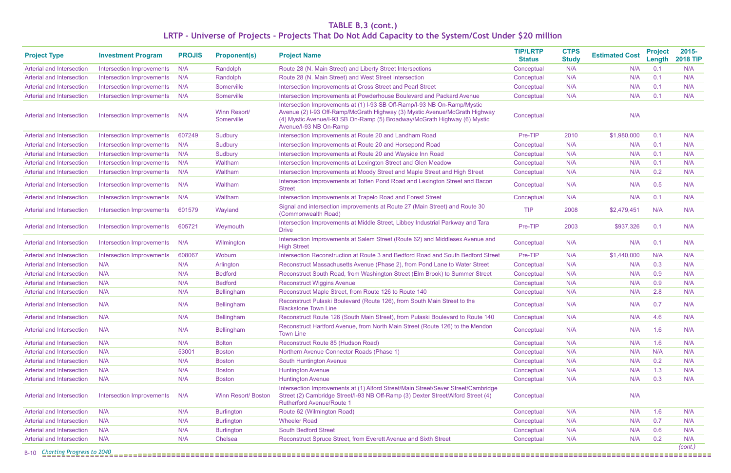## TABLE B.3 (cont.)
## LRTP - Universe of Projects - Projects That Do Not Add Capacity to the System/Cost Under $20 million

| Project Type | Investment Program | PROJIS | Proponent(s) | Project Name | TIP/LRTP Status | CTPS Study | Estimated Cost | Project Length | 2015-2018 TIP |
|---|---|---|---|---|---|---|---|---|---|
| Arterial and Intersection | Intersection Improvements | N/A | Randolph | Route 28 (N. Main Street) and Liberty Street Intersections | Conceptual | N/A | N/A | 0.1 | N/A |
| Arterial and Intersection | Intersection Improvements | N/A | Randolph | Route 28 (N. Main Street) and West Street Intersection | Conceptual | N/A | N/A | 0.1 | N/A |
| Arterial and Intersection | Intersection Improvements | N/A | Somerville | Intersection Improvements at Cross Street and Pearl Street | Conceptual | N/A | N/A | 0.1 | N/A |
| Arterial and Intersection | Intersection Improvements | N/A | Somerville | Intersection Improvements at Powderhouse Boulevard and Packard Avenue | Conceptual | N/A | N/A | 0.1 | N/A |
| Arterial and Intersection | Intersection Improvements | N/A | Winn Resort/ Somerville | Intersection Improvements at (1) I-93 SB Off-Ramp/I-93 NB On-Ramp/Mystic Avenue (2) I-93 Off-Ramp/McGrath Highway (3) Mystic Avenue/McGrath Highway (4) Mystic Avenue/I-93 SB On-Ramp (5) Broadway/McGrath Highway (6) Mystic Avenue/I-93 NB On-Ramp | Conceptual | | N/A | | |
| Arterial and Intersection | Intersection Improvements | 607249 | Sudbury | Intersection Improvements at Route 20 and Landham Road | Pre-TIP | 2010 | $1,980,000 | 0.1 | N/A |
| Arterial and Intersection | Intersection Improvements | N/A | Sudbury | Intersection Improvements at Route 20 and Horsepond Road | Conceptual | N/A | N/A | 0.1 | N/A |
| Arterial and Intersection | Intersection Improvements | N/A | Sudbury | Intersection Improvements at Route 20 and Wayside Inn Road | Conceptual | N/A | N/A | 0.1 | N/A |
| Arterial and Intersection | Intersection Improvements | N/A | Waltham | Intersection Improvements at Lexington Street and Glen Meadow | Conceptual | N/A | N/A | 0.1 | N/A |
| Arterial and Intersection | Intersection Improvements | N/A | Waltham | Intersection Improvements at Moody Street and Maple Street and High Street | Conceptual | N/A | N/A | 0.2 | N/A |
| Arterial and Intersection | Intersection Improvements | N/A | Waltham | Intersection Improvements at Totten Pond Road and Lexington Street and Bacon Street | Conceptual | N/A | N/A | 0.5 | N/A |
| Arterial and Intersection | Intersection Improvements | N/A | Waltham | Intersection Improvements at Trapelo Road and Forest Street | Conceptual | N/A | N/A | 0.1 | N/A |
| Arterial and Intersection | Intersection Improvements | 601579 | Wayland | Signal and intersection improvements at Route 27 (Main Street) and Route 30 (Commonwealth Road) | TIP | 2008 | $2,479,451 | N/A | N/A |
| Arterial and Intersection | Intersection Improvements | 605721 | Weymouth | Intersection Improvements at Middle Street, Libbey Industrial Parkway and Tara Drive | Pre-TIP | 2003 | $937,326 | 0.1 | N/A |
| Arterial and Intersection | Intersection Improvements | N/A | Wilmington | Intersection Improvements at Salem Street (Route 62) and Middlesex Avenue and High Street | Conceptual | N/A | N/A | 0.1 | N/A |
| Arterial and Intersection | Intersection Improvements | 608067 | Woburn | Intersection Reconstruction at Route 3 and Bedford Road and South Bedford Street | Pre-TIP | N/A | $1,440,000 | N/A | N/A |
| Arterial and Intersection | N/A | N/A | Arlington | Reconstruct Massachusetts Avenue (Phase 2), from Pond Lane to Water Street | Conceptual | N/A | N/A | 0.3 | N/A |
| Arterial and Intersection | N/A | N/A | Bedford | Reconstruct South Road, from Washington Street (Elm Brook) to Summer Street | Conceptual | N/A | N/A | 0.9 | N/A |
| Arterial and Intersection | N/A | N/A | Bedford | Reconstruct Wiggins Avenue | Conceptual | N/A | N/A | 0.9 | N/A |
| Arterial and Intersection | N/A | N/A | Bellingham | Reconstruct Maple Street, from Route 126 to Route 140 | Conceptual | N/A | N/A | 2.8 | N/A |
| Arterial and Intersection | N/A | N/A | Bellingham | Reconstruct Pulaski Boulevard (Route 126), from South Main Street to the Blackstone Town Line | Conceptual | N/A | N/A | 0.7 | N/A |
| Arterial and Intersection | N/A | N/A | Bellingham | Reconstruct Route 126 (South Main Street), from Pulaski Boulevard to Route 140 | Conceptual | N/A | N/A | 4.6 | N/A |
| Arterial and Intersection | N/A | N/A | Bellingham | Reconstruct Hartford Avenue, from North Main Street (Route 126) to the Mendon Town Line | Conceptual | N/A | N/A | 1.6 | N/A |
| Arterial and Intersection | N/A | N/A | Bolton | Reconstruct Route 85 (Hudson Road) | Conceptual | N/A | N/A | 1.6 | N/A |
| Arterial and Intersection | N/A | 53001 | Boston | Northern Avenue Connector Roads (Phase 1) | Conceptual | N/A | N/A | N/A | N/A |
| Arterial and Intersection | N/A | N/A | Boston | South Huntington Avenue | Conceptual | N/A | N/A | 0.2 | N/A |
| Arterial and Intersection | N/A | N/A | Boston | Huntington Avenue | Conceptual | N/A | N/A | 1.3 | N/A |
| Arterial and Intersection | N/A | N/A | Boston | Huntington Avenue | Conceptual | N/A | N/A | 0.3 | N/A |
| Arterial and Intersection | Intersection Improvements | N/A | Winn Resort/ Boston | Intersection Improvements at (1) Alford Street/Main Street/Sever Street/Cambridge Street (2) Cambridge Street/I-93 NB Off-Ramp (3) Dexter Street/Alford Street (4) Rutherford Avenue/Route 1 | Conceptual | | N/A | | |
| Arterial and Intersection | N/A | N/A | Burlington | Route 62 (Wilmington Road) | Conceptual | N/A | N/A | 1.6 | N/A |
| Arterial and Intersection | N/A | N/A | Burlington | Wheeler Road | Conceptual | N/A | N/A | 0.7 | N/A |
| Arterial and Intersection | N/A | N/A | Burlington | South Bedford Street | Conceptual | N/A | N/A | 0.6 | N/A |
| Arterial and Intersection | N/A | N/A | Chelsea | Reconstruct Spruce Street, from Everett Avenue and Sixth Street | Conceptual | N/A | N/A | 0.2 | N/A |

(cont.)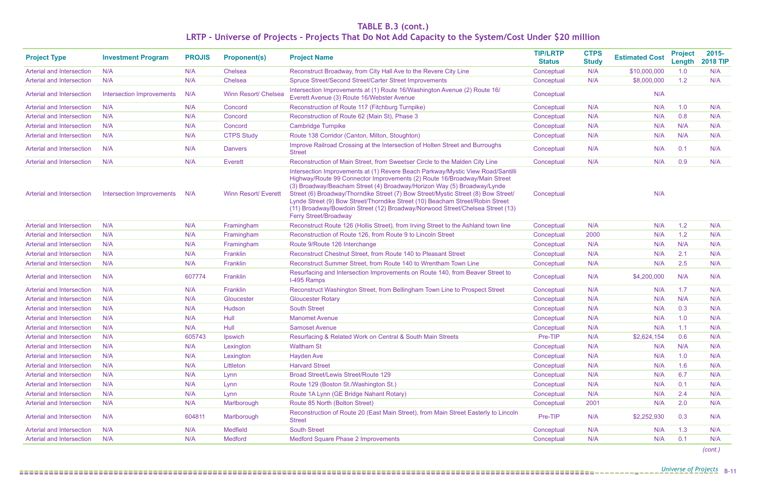# TABLE B.3 (cont.)
## LRTP - Universe of Projects - Projects That Do Not Add Capacity to the System/Cost Under $20 million

| Project Type | Investment Program | PROJIS | Proponent(s) | Project Name | TIP/LRTP Status | CTPS Study | Estimated Cost | Project Length | 2015-2018 TIP |
|---|---|---|---|---|---|---|---|---|---|
| Arterial and Intersection | N/A | N/A | Chelsea | Reconstruct Broadway, from City Hall Ave to the Revere City Line | Conceptual | N/A | $10,000,000 | 1.0 | N/A |
| Arterial and Intersection | N/A | N/A | Chelsea | Spruce Street/Second Street/Carter Street Improvements | Conceptual | N/A | $8,000,000 | 1.2 | N/A |
| Arterial and Intersection | Intersection Improvements | N/A | Winn Resort/ Chelsea | Intersection Improvements at (1) Route 16/Washington Avenue (2) Route 16/ Everett Avenue (3) Route 16/Webster Avenue | Conceptual | | N/A | | |
| Arterial and Intersection | N/A | N/A | Concord | Reconstruction of Route 117 (Fitchburg Turnpike) | Conceptual | N/A | N/A | 1.0 | N/A |
| Arterial and Intersection | N/A | N/A | Concord | Reconstruction of Route 62 (Main St), Phase 3 | Conceptual | N/A | N/A | 0.8 | N/A |
| Arterial and Intersection | N/A | N/A | Concord | Cambridge Turnpike | Conceptual | N/A | N/A | N/A | N/A |
| Arterial and Intersection | N/A | N/A | CTPS Study | Route 138 Corridor (Canton, Milton, Stoughton) | Conceptual | N/A | N/A | N/A | N/A |
| Arterial and Intersection | N/A | N/A | Danvers | Improve Railroad Crossing at the Intersection of Holten Street and Burroughs Street | Conceptual | N/A | N/A | 0.1 | N/A |
| Arterial and Intersection | N/A | N/A | Everett | Reconstruction of Main Street, from Sweetser Circle to the Malden City Line | Conceptual | N/A | N/A | 0.9 | N/A |
| Arterial and Intersection | Intersection Improvements | N/A | Winn Resort/ Everett | Intersection Improvements at (1) Revere Beach Parkway/Mystic View Road/Santilli Highway/Route 99 Connector Improvements (2) Route 16/Broadway/Main Street (3) Broadway/Beacham Street (4) Broadway/Horizon Way (5) Broadway/Lynde Street (6) Broadway/Thorndike Street (7) Bow Street/Mystic Street (8) Bow Street/ Lynde Street (9) Bow Street/Thorndike Street (10) Beacham Street/Robin Street (11) Broadway/Bowdoin Street (12) Broadway/Norwood Street/Chelsea Street (13) Ferry Street/Broadway | Conceptual | | N/A | | |
| Arterial and Intersection | N/A | N/A | Framingham | Reconstruct Route 126 (Hollis Street), from Irving Street to the Ashland town line | Conceptual | N/A | N/A | 1.2 | N/A |
| Arterial and Intersection | N/A | N/A | Framingham | Reconstruction of Route 126, from Route 9 to Lincoln Street | Conceptual | 2000 | N/A | 1.2 | N/A |
| Arterial and Intersection | N/A | N/A | Framingham | Route 9/Route 126 Interchange | Conceptual | N/A | N/A | N/A | N/A |
| Arterial and Intersection | N/A | N/A | Franklin | Reconstruct Chestnut Street, from Route 140 to Pleasant Street | Conceptual | N/A | N/A | 2.1 | N/A |
| Arterial and Intersection | N/A | N/A | Franklin | Reconstruct Summer Street, from Route 140 to Wrentham Town Line | Conceptual | N/A | N/A | 2.5 | N/A |
| Arterial and Intersection | N/A | 607774 | Franklin | Resurfacing and Intersection Improvements on Route 140, from Beaver Street to I-495 Ramps | Conceptual | N/A | $4,200,000 | N/A | N/A |
| Arterial and Intersection | N/A | N/A | Franklin | Reconstruct Washington Street, from Bellingham Town Line to Prospect Street | Conceptual | N/A | N/A | 1.7 | N/A |
| Arterial and Intersection | N/A | N/A | Gloucester | Gloucester Rotary | Conceptual | N/A | N/A | N/A | N/A |
| Arterial and Intersection | N/A | N/A | Hudson | South Street | Conceptual | N/A | N/A | 0.3 | N/A |
| Arterial and Intersection | N/A | N/A | Hull | Manomet Avenue | Conceptual | N/A | N/A | 1.0 | N/A |
| Arterial and Intersection | N/A | N/A | Hull | Samoset Avenue | Conceptual | N/A | N/A | 1.1 | N/A |
| Arterial and Intersection | N/A | 605743 | Ipswich | Resurfacing & Related Work on Central & South Main Streets | Pre-TIP | N/A | $2,624,154 | 0.6 | N/A |
| Arterial and Intersection | N/A | N/A | Lexington | Waltham St | Conceptual | N/A | N/A | N/A | N/A |
| Arterial and Intersection | N/A | N/A | Lexington | Hayden Ave | Conceptual | N/A | N/A | 1.0 | N/A |
| Arterial and Intersection | N/A | N/A | Littleton | Harvard Street | Conceptual | N/A | N/A | 1.6 | N/A |
| Arterial and Intersection | N/A | N/A | Lynn | Broad Street/Lewis Street/Route 129 | Conceptual | N/A | N/A | 6.7 | N/A |
| Arterial and Intersection | N/A | N/A | Lynn | Route 129 (Boston St./Washington St.) | Conceptual | N/A | N/A | 0.1 | N/A |
| Arterial and Intersection | N/A | N/A | Lynn | Route 1A Lynn (GE Bridge Nahant Rotary) | Conceptual | N/A | N/A | 2.4 | N/A |
| Arterial and Intersection | N/A | N/A | Marlborough | Route 85 North (Bolton Street) | Conceptual | 2001 | N/A | 2.0 | N/A |
| Arterial and Intersection | N/A | 604811 | Marlborough | Reconstruction of Route 20 (East Main Street), from Main Street Easterly to Lincoln Street | Pre-TIP | N/A | $2,252,930 | 0.3 | N/A |
| Arterial and Intersection | N/A | N/A | Medfield | South Street | Conceptual | N/A | N/A | 1.3 | N/A |
| Arterial and Intersection | N/A | N/A | Medford | Medford Square Phase 2 Improvements | Conceptual | N/A | N/A | 0.1 | N/A |

*(cont.)*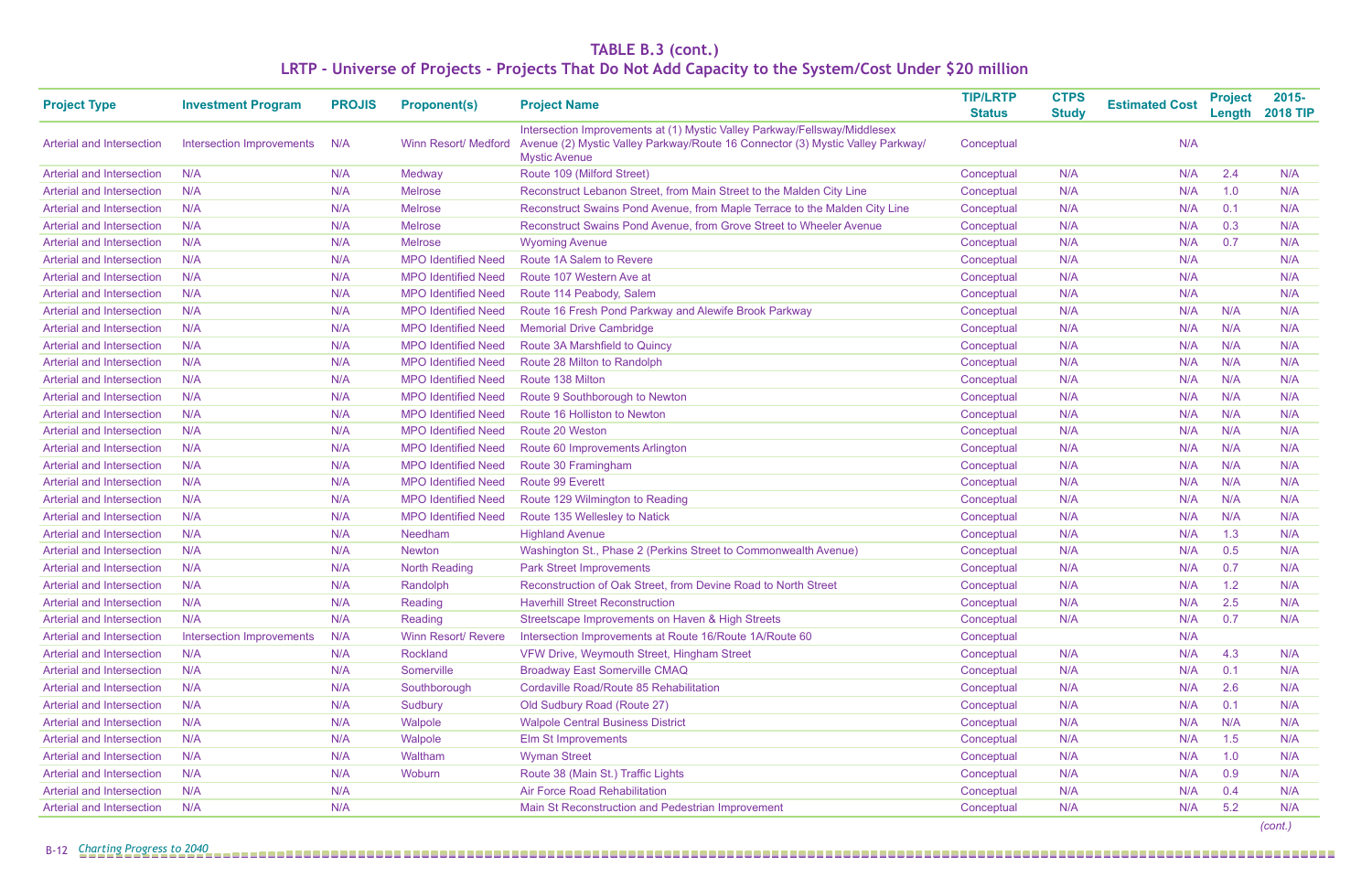## TABLE B.3 (cont.)

## LRTP - Universe of Projects - Projects That Do Not Add Capacity to the System/Cost Under $20 million

| Project Type | Investment Program | PROJIS | Proponent(s) | Project Name | TIP/LRTP Status | CTPS Study | Estimated Cost | Project Length | 2015-2018 TIP |
|---|---|---|---|---|---|---|---|---|---|
| Arterial and Intersection | Intersection Improvements | N/A | Winn Resort/ Medford | Intersection Improvements at (1) Mystic Valley Parkway/Fellsway/Middlesex Avenue (2) Mystic Valley Parkway/Route 16 Connector (3) Mystic Valley Parkway/ Mystic Avenue | Conceptual | | N/A | | |
| Arterial and Intersection | N/A | N/A | Medway | Route 109 (Milford Street) | Conceptual | N/A | N/A | 2.4 | N/A |
| Arterial and Intersection | N/A | N/A | Melrose | Reconstruct Lebanon Street, from Main Street to the Malden City Line | Conceptual | N/A | N/A | 1.0 | N/A |
| Arterial and Intersection | N/A | N/A | Melrose | Reconstruct Swains Pond Avenue, from Maple Terrace to the Malden City Line | Conceptual | N/A | N/A | 0.1 | N/A |
| Arterial and Intersection | N/A | N/A | Melrose | Reconstruct Swains Pond Avenue, from Grove Street to Wheeler Avenue | Conceptual | N/A | N/A | 0.3 | N/A |
| Arterial and Intersection | N/A | N/A | Melrose | Wyoming Avenue | Conceptual | N/A | N/A | 0.7 | N/A |
| Arterial and Intersection | N/A | N/A | MPO Identified Need | Route 1A Salem to Revere | Conceptual | N/A | N/A | | N/A |
| Arterial and Intersection | N/A | N/A | MPO Identified Need | Route 107 Western Ave at | Conceptual | N/A | N/A | | N/A |
| Arterial and Intersection | N/A | N/A | MPO Identified Need | Route 114 Peabody, Salem | Conceptual | N/A | N/A | | N/A |
| Arterial and Intersection | N/A | N/A | MPO Identified Need | Route 16 Fresh Pond Parkway and Alewife Brook Parkway | Conceptual | N/A | N/A | N/A | N/A |
| Arterial and Intersection | N/A | N/A | MPO Identified Need | Memorial Drive Cambridge | Conceptual | N/A | N/A | N/A | N/A |
| Arterial and Intersection | N/A | N/A | MPO Identified Need | Route 3A Marshfield to Quincy | Conceptual | N/A | N/A | N/A | N/A |
| Arterial and Intersection | N/A | N/A | MPO Identified Need | Route 28 Milton to Randolph | Conceptual | N/A | N/A | N/A | N/A |
| Arterial and Intersection | N/A | N/A | MPO Identified Need | Route 138 Milton | Conceptual | N/A | N/A | N/A | N/A |
| Arterial and Intersection | N/A | N/A | MPO Identified Need | Route 9 Southborough to Newton | Conceptual | N/A | N/A | N/A | N/A |
| Arterial and Intersection | N/A | N/A | MPO Identified Need | Route 16 Holliston to Newton | Conceptual | N/A | N/A | N/A | N/A |
| Arterial and Intersection | N/A | N/A | MPO Identified Need | Route 20 Weston | Conceptual | N/A | N/A | N/A | N/A |
| Arterial and Intersection | N/A | N/A | MPO Identified Need | Route 60 Improvements Arlington | Conceptual | N/A | N/A | N/A | N/A |
| Arterial and Intersection | N/A | N/A | MPO Identified Need | Route 30 Framingham | Conceptual | N/A | N/A | N/A | N/A |
| Arterial and Intersection | N/A | N/A | MPO Identified Need | Route 99 Everett | Conceptual | N/A | N/A | N/A | N/A |
| Arterial and Intersection | N/A | N/A | MPO Identified Need | Route 129 Wilmington to Reading | Conceptual | N/A | N/A | N/A | N/A |
| Arterial and Intersection | N/A | N/A | MPO Identified Need | Route 135 Wellesley to Natick | Conceptual | N/A | N/A | N/A | N/A |
| Arterial and Intersection | N/A | N/A | Needham | Highland Avenue | Conceptual | N/A | N/A | 1.3 | N/A |
| Arterial and Intersection | N/A | N/A | Newton | Washington St., Phase 2 (Perkins Street to Commonwealth Avenue) | Conceptual | N/A | N/A | 0.5 | N/A |
| Arterial and Intersection | N/A | N/A | North Reading | Park Street Improvements | Conceptual | N/A | N/A | 0.7 | N/A |
| Arterial and Intersection | N/A | N/A | Randolph | Reconstruction of Oak Street, from Devine Road to North Street | Conceptual | N/A | N/A | 1.2 | N/A |
| Arterial and Intersection | N/A | N/A | Reading | Haverhill Street Reconstruction | Conceptual | N/A | N/A | 2.5 | N/A |
| Arterial and Intersection | N/A | N/A | Reading | Streetscape Improvements on Haven & High Streets | Conceptual | N/A | N/A | 0.7 | N/A |
| Arterial and Intersection | Intersection Improvements | N/A | Winn Resort/ Revere | Intersection Improvements at Route 16/Route 1A/Route 60 | Conceptual | | N/A | | |
| Arterial and Intersection | N/A | N/A | Rockland | VFW Drive, Weymouth Street, Hingham Street | Conceptual | N/A | N/A | 4.3 | N/A |
| Arterial and Intersection | N/A | N/A | Somerville | Broadway East Somerville CMAQ | Conceptual | N/A | N/A | 0.1 | N/A |
| Arterial and Intersection | N/A | N/A | Southborough | Cordaville Road/Route 85 Rehabilitation | Conceptual | N/A | N/A | 2.6 | N/A |
| Arterial and Intersection | N/A | N/A | Sudbury | Old Sudbury Road (Route 27) | Conceptual | N/A | N/A | 0.1 | N/A |
| Arterial and Intersection | N/A | N/A | Walpole | Walpole Central Business District | Conceptual | N/A | N/A | N/A | N/A |
| Arterial and Intersection | N/A | N/A | Walpole | Elm St Improvements | Conceptual | N/A | N/A | 1.5 | N/A |
| Arterial and Intersection | N/A | N/A | Waltham | Wyman Street | Conceptual | N/A | N/A | 1.0 | N/A |
| Arterial and Intersection | N/A | N/A | Woburn | Route 38 (Main St.) Traffic Lights | Conceptual | N/A | N/A | 0.9 | N/A |
| Arterial and Intersection | N/A | N/A | | Air Force Road Rehabilitation | Conceptual | N/A | N/A | 0.4 | N/A |
| Arterial and Intersection | N/A | N/A | | Main St Reconstruction and Pedestrian Improvement | Conceptual | N/A | N/A | 5.2 | N/A |

*(cont.)*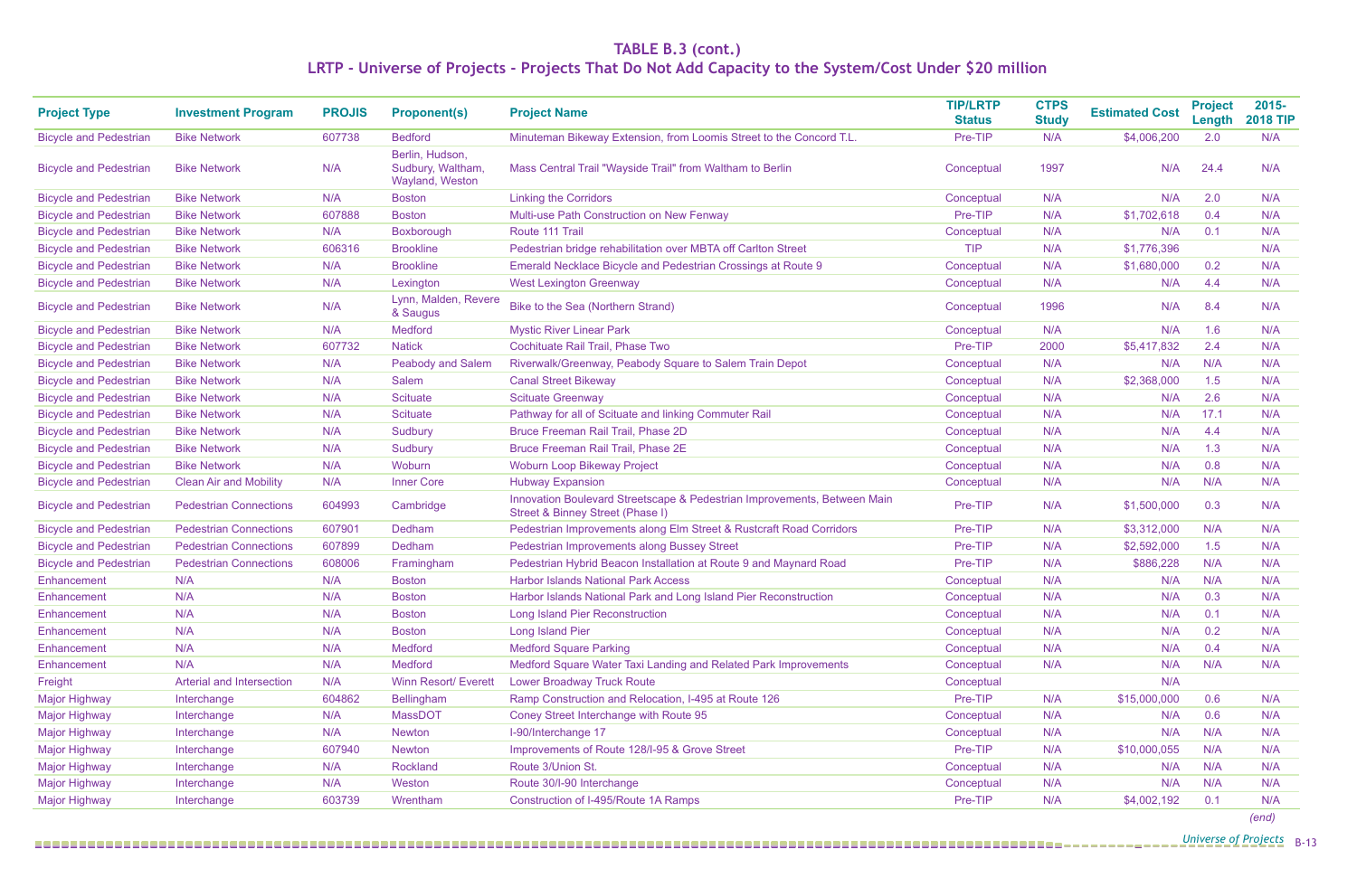## TABLE B.3 (cont.)
## LRTP - Universe of Projects - Projects That Do Not Add Capacity to the System/Cost Under $20 million

| Project Type | Investment Program | PROJIS | Proponent(s) | Project Name | TIP/LRTP Status | CTPS Study | Estimated Cost | Project Length | 2015-2018 TIP |
|---|---|---|---|---|---|---|---|---|---|
| Bicycle and Pedestrian | Bike Network | 607738 | Bedford | Minuteman Bikeway Extension, from Loomis Street to the Concord T.L. | Pre-TIP | N/A | $4,006,200 | 2.0 | N/A |
| Bicycle and Pedestrian | Bike Network | N/A | Berlin, Hudson, Sudbury, Waltham, Wayland, Weston | Mass Central Trail "Wayside Trail" from Waltham to Berlin | Conceptual | 1997 | N/A | 24.4 | N/A |
| Bicycle and Pedestrian | Bike Network | N/A | Boston | Linking the Corridors | Conceptual | N/A | N/A | 2.0 | N/A |
| Bicycle and Pedestrian | Bike Network | 607888 | Boston | Multi-use Path Construction on New Fenway | Pre-TIP | N/A | $1,702,618 | 0.4 | N/A |
| Bicycle and Pedestrian | Bike Network | N/A | Boxborough | Route 111 Trail | Conceptual | N/A | N/A | 0.1 | N/A |
| Bicycle and Pedestrian | Bike Network | 606316 | Brookline | Pedestrian bridge rehabilitation over MBTA off Carlton Street | TIP | N/A | $1,776,396 | | N/A |
| Bicycle and Pedestrian | Bike Network | N/A | Brookline | Emerald Necklace Bicycle and Pedestrian Crossings at Route 9 | Conceptual | N/A | $1,680,000 | 0.2 | N/A |
| Bicycle and Pedestrian | Bike Network | N/A | Lexington | West Lexington Greenway | Conceptual | N/A | N/A | 4.4 | N/A |
| Bicycle and Pedestrian | Bike Network | N/A | Lynn, Malden, Revere & Saugus | Bike to the Sea (Northern Strand) | Conceptual | 1996 | N/A | 8.4 | N/A |
| Bicycle and Pedestrian | Bike Network | N/A | Medford | Mystic River Linear Park | Conceptual | N/A | N/A | 1.6 | N/A |
| Bicycle and Pedestrian | Bike Network | 607732 | Natick | Cochituate Rail Trail, Phase Two | Pre-TIP | 2000 | $5,417,832 | 2.4 | N/A |
| Bicycle and Pedestrian | Bike Network | N/A | Peabody and Salem | Riverwalk/Greenway, Peabody Square to Salem Train Depot | Conceptual | N/A | N/A | N/A | N/A |
| Bicycle and Pedestrian | Bike Network | N/A | Salem | Canal Street Bikeway | Conceptual | N/A | $2,368,000 | 1.5 | N/A |
| Bicycle and Pedestrian | Bike Network | N/A | Scituate | Scituate Greenway | Conceptual | N/A | N/A | 2.6 | N/A |
| Bicycle and Pedestrian | Bike Network | N/A | Scituate | Pathway for all of Scituate and linking Commuter Rail | Conceptual | N/A | N/A | 17.1 | N/A |
| Bicycle and Pedestrian | Bike Network | N/A | Sudbury | Bruce Freeman Rail Trail, Phase 2D | Conceptual | N/A | N/A | 4.4 | N/A |
| Bicycle and Pedestrian | Bike Network | N/A | Sudbury | Bruce Freeman Rail Trail, Phase 2E | Conceptual | N/A | N/A | 1.3 | N/A |
| Bicycle and Pedestrian | Bike Network | N/A | Woburn | Woburn Loop Bikeway Project | Conceptual | N/A | N/A | 0.8 | N/A |
| Bicycle and Pedestrian | Clean Air and Mobility | N/A | Inner Core | Hubway Expansion | Conceptual | N/A | N/A | N/A | N/A |
| Bicycle and Pedestrian | Pedestrian Connections | 604993 | Cambridge | Innovation Boulevard Streetscape & Pedestrian Improvements, Between Main Street & Binney Street (Phase I) | Pre-TIP | N/A | $1,500,000 | 0.3 | N/A |
| Bicycle and Pedestrian | Pedestrian Connections | 607901 | Dedham | Pedestrian Improvements along Elm Street & Rustcraft Road Corridors | Pre-TIP | N/A | $3,312,000 | N/A | N/A |
| Bicycle and Pedestrian | Pedestrian Connections | 607899 | Dedham | Pedestrian Improvements along Bussey Street | Pre-TIP | N/A | $2,592,000 | 1.5 | N/A |
| Bicycle and Pedestrian | Pedestrian Connections | 608006 | Framingham | Pedestrian Hybrid Beacon Installation at Route 9 and Maynard Road | Pre-TIP | N/A | $886,228 | N/A | N/A |
| Enhancement | N/A | N/A | Boston | Harbor Islands National Park Access | Conceptual | N/A | N/A | N/A | N/A |
| Enhancement | N/A | N/A | Boston | Harbor Islands National Park and Long Island Pier Reconstruction | Conceptual | N/A | N/A | 0.3 | N/A |
| Enhancement | N/A | N/A | Boston | Long Island Pier Reconstruction | Conceptual | N/A | N/A | 0.1 | N/A |
| Enhancement | N/A | N/A | Boston | Long Island Pier | Conceptual | N/A | N/A | 0.2 | N/A |
| Enhancement | N/A | N/A | Medford | Medford Square Parking | Conceptual | N/A | N/A | 0.4 | N/A |
| Enhancement | N/A | N/A | Medford | Medford Square Water Taxi Landing and Related Park Improvements | Conceptual | N/A | N/A | N/A | N/A |
| Freight | Arterial and Intersection | N/A | Winn Resort/ Everett | Lower Broadway Truck Route | Conceptual | | N/A | | |
| Major Highway | Interchange | 604862 | Bellingham | Ramp Construction and Relocation, I-495 at Route 126 | Pre-TIP | N/A | $15,000,000 | 0.6 | N/A |
| Major Highway | Interchange | N/A | MassDOT | Coney Street Interchange with Route 95 | Conceptual | N/A | N/A | 0.6 | N/A |
| Major Highway | Interchange | N/A | Newton | I-90/Interchange 17 | Conceptual | N/A | N/A | N/A | N/A |
| Major Highway | Interchange | 607940 | Newton | Improvements of Route 128/I-95 & Grove Street | Pre-TIP | N/A | $10,000,055 | N/A | N/A |
| Major Highway | Interchange | N/A | Rockland | Route 3/Union St. | Conceptual | N/A | N/A | N/A | N/A |
| Major Highway | Interchange | N/A | Weston | Route 30/I-90 Interchange | Conceptual | N/A | N/A | N/A | N/A |
| Major Highway | Interchange | 603739 | Wrentham | Construction of I-495/Route 1A Ramps | Pre-TIP | N/A | $4,002,192 | 0.1 | N/A |

*(end)*